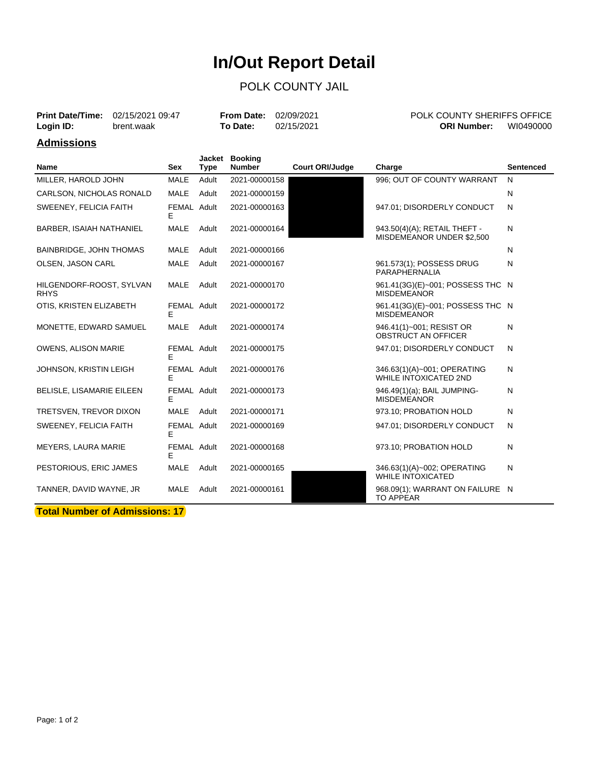# In/Out Report Detail

## POLK COUNTY JAIL

**Print Date/Time:** 02/15/2021 09:47  
**Login ID:** brent.waak

**From Date:** 02/09/2021  
**To Date:** 02/15/2021

POLK COUNTY SHERIFFS OFFICE  
**ORI Number:** WI0490000

### Admissions

| Name | Sex | Jacket Type | Booking Number | Court ORI/Judge | Charge | Sentenced |
|---|---|---|---|---|---|---|
| MILLER, HAROLD JOHN | MALE | Adult | 2021-00000158 | | 996; OUT OF COUNTY WARRANT | N |
| CARLSON, NICHOLAS RONALD | MALE | Adult | 2021-00000159 | | | N |
| SWEENEY, FELICIA FAITH | FEMALE | Adult | 2021-00000163 | | 947.01; DISORDERLY CONDUCT | N |
| BARBER, ISAIAH NATHANIEL | MALE | Adult | 2021-00000164 | | 943.50(4)(A); RETAIL THEFT - MISDEMEANOR UNDER $2,500 | N |
| BAINBRIDGE, JOHN THOMAS | MALE | Adult | 2021-00000166 | | | N |
| OLSEN, JASON CARL | MALE | Adult | 2021-00000167 | | 961.573(1); POSSESS DRUG PARAPHERNALIA | N |
| HILGENDORF-ROOST, SYLVAN RHYS | MALE | Adult | 2021-00000170 | | 961.41(3G)(E)~001; POSSESS THC MISDEMEANOR | N |
| OTIS, KRISTEN ELIZABETH | FEMALE | Adult | 2021-00000172 | | 961.41(3G)(E)~001; POSSESS THC MISDEMEANOR | N |
| MONETTE, EDWARD SAMUEL | MALE | Adult | 2021-00000174 | | 946.41(1)~001; RESIST OR OBSTRUCT AN OFFICER | N |
| OWENS, ALISON MARIE | FEMALE | Adult | 2021-00000175 | | 947.01; DISORDERLY CONDUCT | N |
| JOHNSON, KRISTIN LEIGH | FEMALE | Adult | 2021-00000176 | | 346.63(1)(A)~001; OPERATING WHILE INTOXICATED 2ND | N |
| BELISLE, LISAMARIE EILEEN | FEMALE | Adult | 2021-00000173 | | 946.49(1)(a); BAIL JUMPING-MISDEMEANOR | N |
| TRETSVEN, TREVOR DIXON | MALE | Adult | 2021-00000171 | | 973.10; PROBATION HOLD | N |
| SWEENEY, FELICIA FAITH | FEMALE | Adult | 2021-00000169 | | 947.01; DISORDERLY CONDUCT | N |
| MEYERS, LAURA MARIE | FEMALE | Adult | 2021-00000168 | | 973.10; PROBATION HOLD | N |
| PESTORIOUS, ERIC JAMES | MALE | Adult | 2021-00000165 | | 346.63(1)(A)~002; OPERATING WHILE INTOXICATED | N |
| TANNER, DAVID WAYNE, JR | MALE | Adult | 2021-00000161 | | 968.09(1); WARRANT ON FAILURE TO APPEAR | N |

**Total Number of Admissions: 17**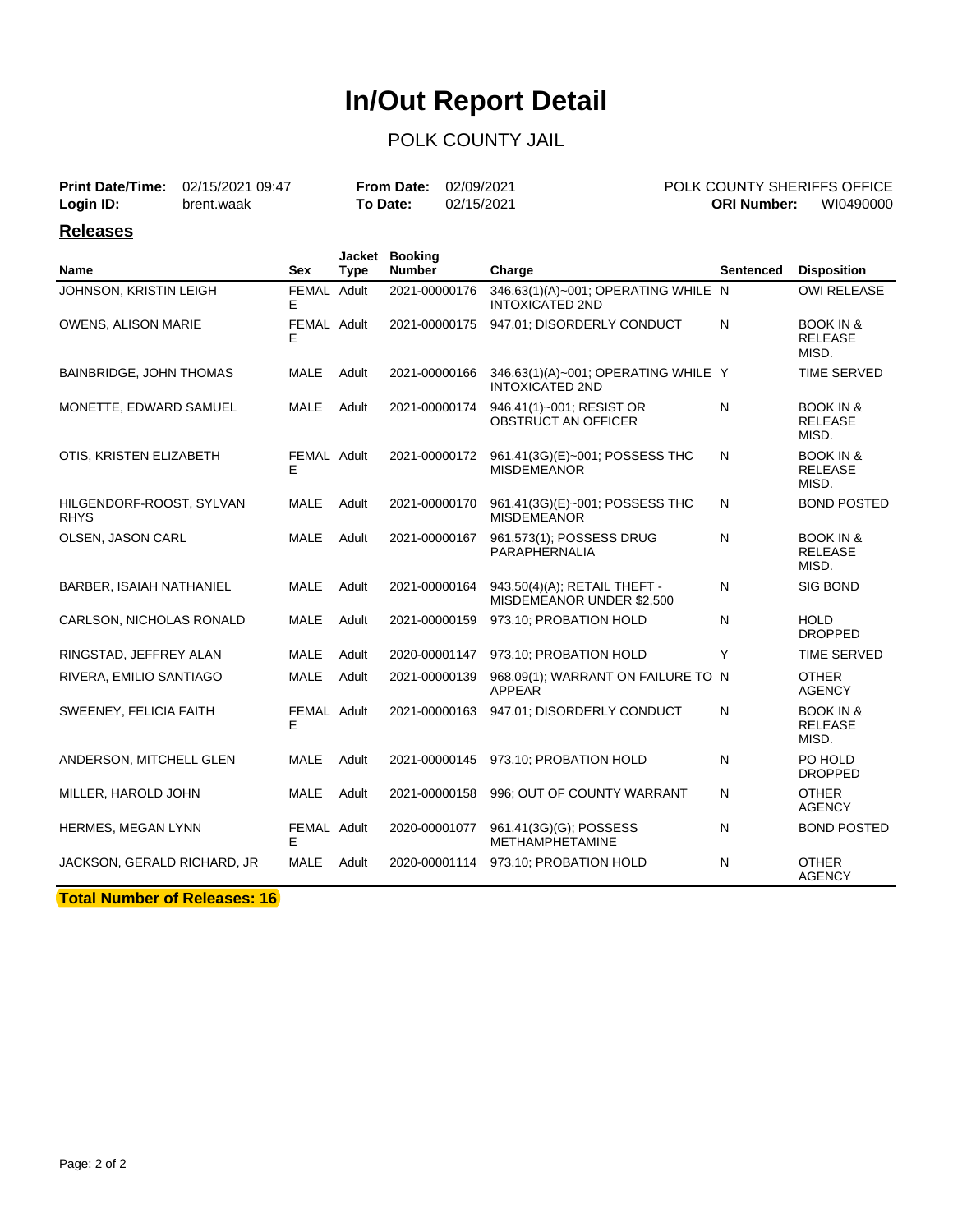# In/Out Report Detail

POLK COUNTY JAIL

**Print Date/Time:** 02/15/2021 09:47
**Login ID:** brent.waak

**From Date:** 02/09/2021
**To Date:** 02/15/2021

POLK COUNTY SHERIFFS OFFICE
**ORI Number:** WI0490000

## Releases

| Name | Sex | Jacket Type | Booking Number | Charge | Sentenced | Disposition |
|---|---|---|---|---|---|---|
| JOHNSON, KRISTIN LEIGH | FEMALE | Adult | 2021-00000176 | 346.63(1)(A)~001; OPERATING WHILE INTOXICATED 2ND | N | OWI RELEASE |
| OWENS, ALISON MARIE | FEMALE | Adult | 2021-00000175 | 947.01; DISORDERLY CONDUCT | N | BOOK IN & RELEASE MISD. |
| BAINBRIDGE, JOHN THOMAS | MALE | Adult | 2021-00000166 | 346.63(1)(A)~001; OPERATING WHILE INTOXICATED 2ND | Y | TIME SERVED |
| MONETTE, EDWARD SAMUEL | MALE | Adult | 2021-00000174 | 946.41(1)~001; RESIST OR OBSTRUCT AN OFFICER | N | BOOK IN & RELEASE MISD. |
| OTIS, KRISTEN ELIZABETH | FEMALE | Adult | 2021-00000172 | 961.41(3G)(E)~001; POSSESS THC MISDEMEANOR | N | BOOK IN & RELEASE MISD. |
| HILGENDORF-ROOST, SYLVAN RHYS | MALE | Adult | 2021-00000170 | 961.41(3G)(E)~001; POSSESS THC MISDEMEANOR | N | BOND POSTED |
| OLSEN, JASON CARL | MALE | Adult | 2021-00000167 | 961.573(1); POSSESS DRUG PARAPHERNALIA | N | BOOK IN & RELEASE MISD. |
| BARBER, ISAIAH NATHANIEL | MALE | Adult | 2021-00000164 | 943.50(4)(A); RETAIL THEFT - MISDEMEANOR UNDER $2,500 | N | SIG BOND |
| CARLSON, NICHOLAS RONALD | MALE | Adult | 2021-00000159 | 973.10; PROBATION HOLD | N | HOLD DROPPED |
| RINGSTAD, JEFFREY ALAN | MALE | Adult | 2020-00001147 | 973.10; PROBATION HOLD | Y | TIME SERVED |
| RIVERA, EMILIO SANTIAGO | MALE | Adult | 2021-00000139 | 968.09(1); WARRANT ON FAILURE TO APPEAR | N | OTHER AGENCY |
| SWEENEY, FELICIA FAITH | FEMALE | Adult | 2021-00000163 | 947.01; DISORDERLY CONDUCT | N | BOOK IN & RELEASE MISD. |
| ANDERSON, MITCHELL GLEN | MALE | Adult | 2021-00000145 | 973.10; PROBATION HOLD | N | PO HOLD DROPPED |
| MILLER, HAROLD JOHN | MALE | Adult | 2021-00000158 | 996; OUT OF COUNTY WARRANT | N | OTHER AGENCY |
| HERMES, MEGAN LYNN | FEMALE | Adult | 2020-00001077 | 961.41(3G)(G); POSSESS METHAMPHETAMINE | N | BOND POSTED |
| JACKSON, GERALD RICHARD, JR | MALE | Adult | 2020-00001114 | 973.10; PROBATION HOLD | N | OTHER AGENCY |

**Total Number of Releases: 16**